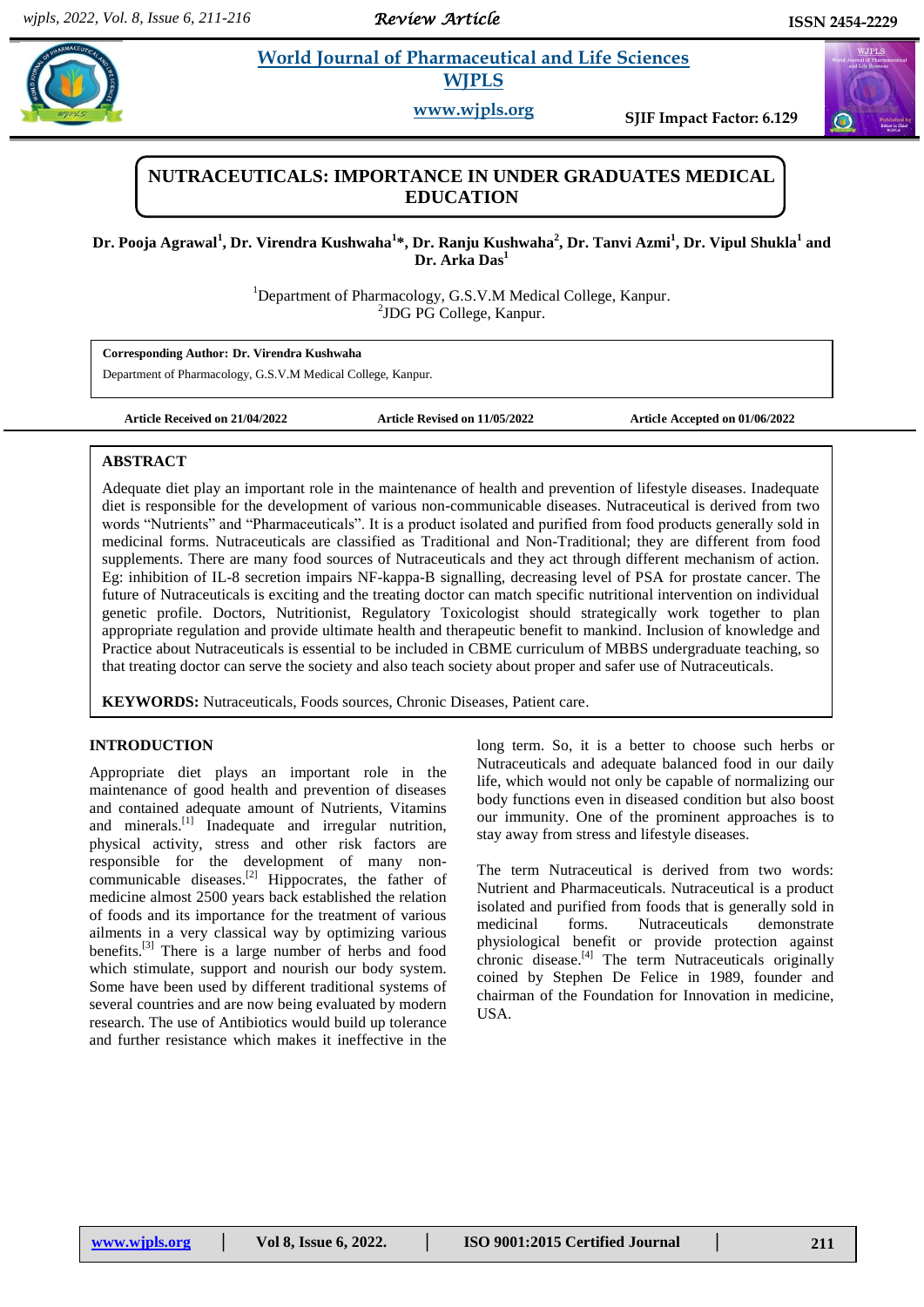# NUTRACEUTICALS: IMPORTANCE IN UNDER GRADUATES MEDICAL EDUCATION

**Dr. Pooja Agrawal[1], Dr. Virendra Kushwaha[1]*, Dr. Ranju Kushwaha[2], Dr. Tanvi Azmi[1], Dr. Vipul Shukla[1] and Dr. Arka Das[1]**

[1]Department of Pharmacology, G.S.V.M Medical College, Kanpur.
[2]JDG PG College, Kanpur.

**Corresponding Author: Dr. Virendra Kushwaha**
Department of Pharmacology, G.S.V.M Medical College, Kanpur.

**Article Received on 21/04/2022** | **Article Revised on 11/05/2022** | **Article Accepted on 01/06/2022**

## ABSTRACT

Adequate diet play an important role in the maintenance of health and prevention of lifestyle diseases. Inadequate diet is responsible for the development of various non-communicable diseases. Nutraceutical is derived from two words "Nutrients" and "Pharmaceuticals". It is a product isolated and purified from food products generally sold in medicinal forms. Nutraceuticals are classified as Traditional and Non-Traditional; they are different from food supplements. There are many food sources of Nutraceuticals and they act through different mechanism of action. Eg: inhibition of IL-8 secretion impairs NF-kappa-B signalling, decreasing level of PSA for prostate cancer. The future of Nutraceuticals is exciting and the treating doctor can match specific nutritional intervention on individual genetic profile. Doctors, Nutritionist, Regulatory Toxicologist should strategically work together to plan appropriate regulation and provide ultimate health and therapeutic benefit to mankind. Inclusion of knowledge and Practice about Nutraceuticals is essential to be included in CBME curriculum of MBBS undergraduate teaching, so that treating doctor can serve the society and also teach society about proper and safer use of Nutraceuticals.

**KEYWORDS:** Nutraceuticals, Foods sources, Chronic Diseases, Patient care.

## INTRODUCTION

Appropriate diet plays an important role in the maintenance of good health and prevention of diseases and contained adequate amount of Nutrients, Vitamins and minerals.[1] Inadequate and irregular nutrition, physical activity, stress and other risk factors are responsible for the development of many non-communicable diseases.[2] Hippocrates, the father of medicine almost 2500 years back established the relation of foods and its importance for the treatment of various ailments in a very classical way by optimizing various benefits.[3] There is a large number of herbs and food which stimulate, support and nourish our body system. Some have been used by different traditional systems of several countries and are now being evaluated by modern research. The use of Antibiotics would build up tolerance and further resistance which makes it ineffective in the long term. So, it is a better to choose such herbs or Nutraceuticals and adequate balanced food in our daily life, which would not only be capable of normalizing our body functions even in diseased condition but also boost our immunity. One of the prominent approaches is to stay away from stress and lifestyle diseases.

The term Nutraceutical is derived from two words: Nutrient and Pharmaceuticals. Nutraceutical is a product isolated and purified from foods that is generally sold in medicinal forms. Nutraceuticals demonstrate physiological benefit or provide protection against chronic disease.[4] The term Nutraceuticals originally coined by Stephen De Felice in 1989, founder and chairman of the Foundation for Innovation in medicine, USA.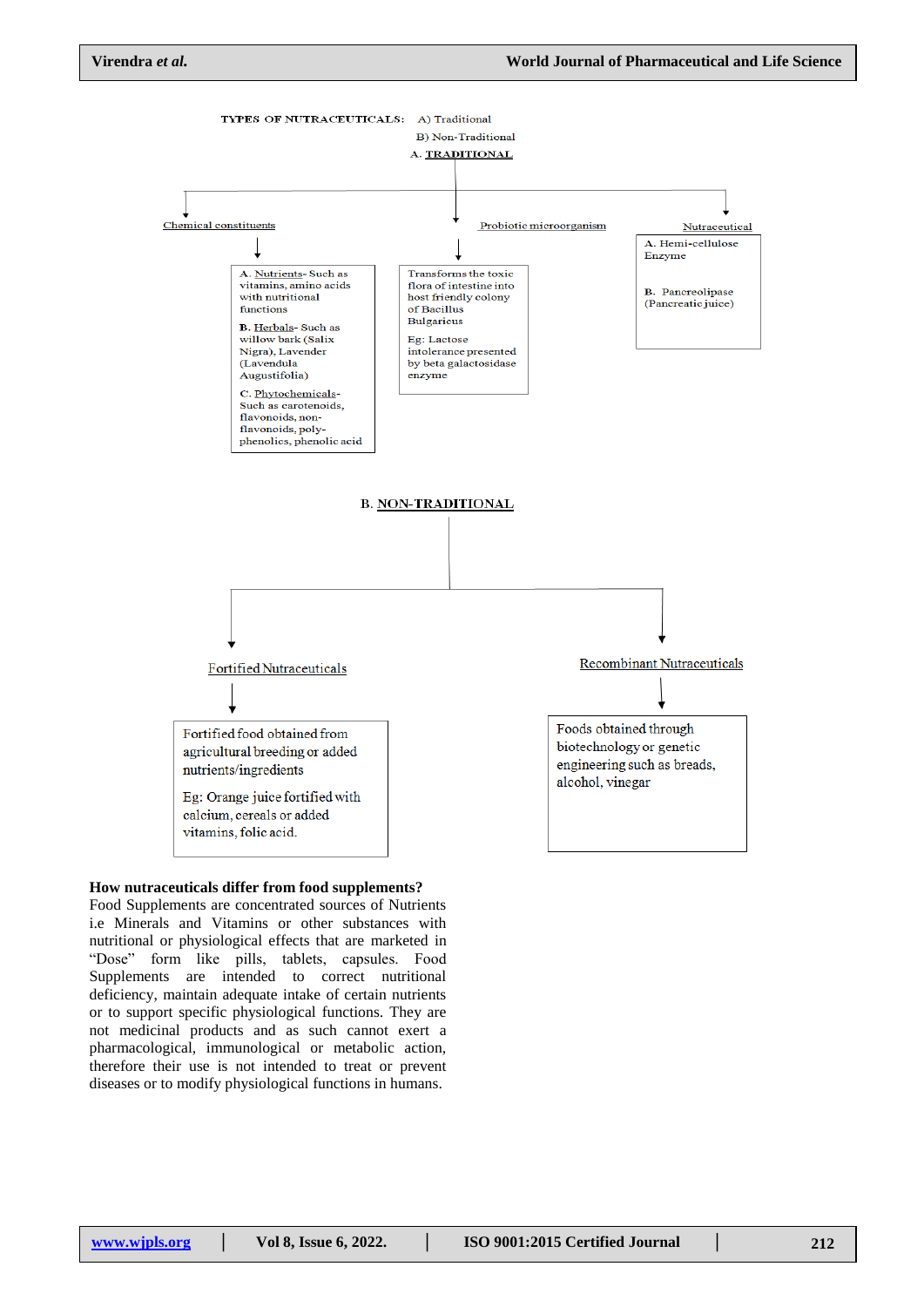TYPES OF NUTRACEUTICALS: A) Traditional

B) Non-Traditional

A. TRADITIONAL

Chemical constituents

A. Nutrients- Such as vitamins, amino acids with nutritional functions

B. Herbals- Such as willow bark (Salix Nigra), Lavender (Lavendula Augustifolia)

C. Phytochemicals- Such as carotenoids, flavonoids, non-flavonoids, poly-phenolics, phenolic acid

Probiotic microorganism

Transforms the toxic flora of intestine into host friendly colony of Bacillus Bulgaricus

Eg: Lactose intolerance presented by beta galactosidase enzyme

Nutraceutical

A. Hemi-cellulose Enzyme

B. Pancreolipase (Pancreatic juice)

B. NON-TRADITIONAL

Fortified Nutraceuticals

Fortified food obtained from agricultural breeding or added nutrients/ingredients

Eg: Orange juice fortified with calcium, cereals or added vitamins, folic acid.

Recombinant Nutraceuticals

Foods obtained through biotechnology or genetic engineering such as breads, alcohol, vinegar

**How nutraceuticals differ from food supplements?**

Food Supplements are concentrated sources of Nutrients i.e Minerals and Vitamins or other substances with nutritional or physiological effects that are marketed in "Dose" form like pills, tablets, capsules. Food Supplements are intended to correct nutritional deficiency, maintain adequate intake of certain nutrients or to support specific physiological functions. They are not medicinal products and as such cannot exert a pharmacological, immunological or metabolic action, therefore their use is not intended to treat or prevent diseases or to modify physiological functions in humans.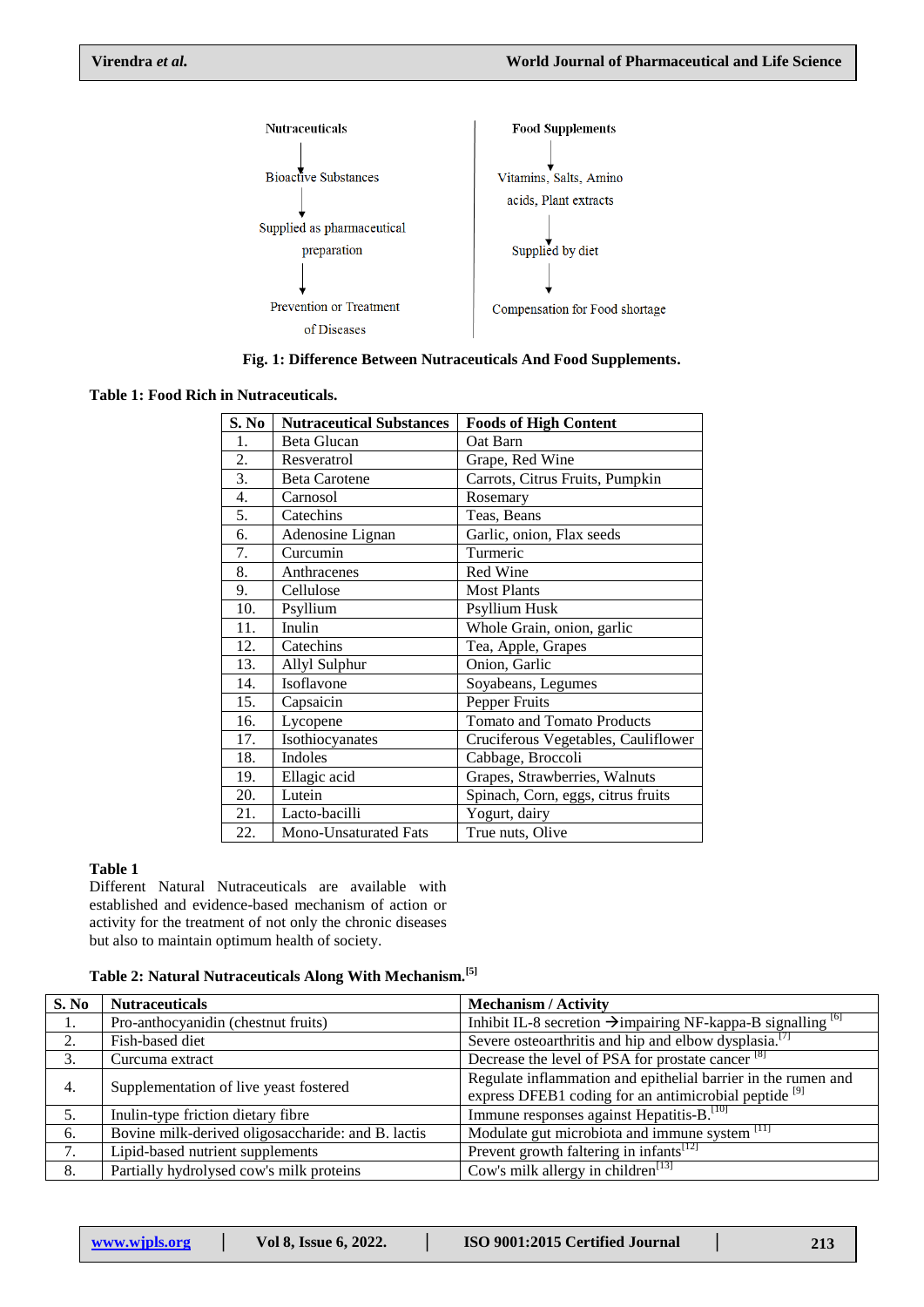Nutraceuticals → Bioactive Substances → Supplied as pharmaceutical preparation → Prevention or Treatment of Diseases

Food Supplements → Vitamins, Salts, Amino acids, Plant extracts → Supplied by diet → Compensation for Food shortage

**Fig. 1: Difference Between Nutraceuticals And Food Supplements.**

**Table 1: Food Rich in Nutraceuticals.**

| S. No | Nutraceutical Substances | Foods of High Content |
|---|---|---|
| 1. | Beta Glucan | Oat Barn |
| 2. | Resveratrol | Grape, Red Wine |
| 3. | Beta Carotene | Carrots, Citrus Fruits, Pumpkin |
| 4. | Carnosol | Rosemary |
| 5. | Catechins | Teas, Beans |
| 6. | Adenosine Lignan | Garlic, onion, Flax seeds |
| 7. | Curcumin | Turmeric |
| 8. | Anthracenes | Red Wine |
| 9. | Cellulose | Most Plants |
| 10. | Psyllium | Psyllium Husk |
| 11. | Inulin | Whole Grain, onion, garlic |
| 12. | Catechins | Tea, Apple, Grapes |
| 13. | Allyl Sulphur | Onion, Garlic |
| 14. | Isoflavone | Soyabeans, Legumes |
| 15. | Capsaicin | Pepper Fruits |
| 16. | Lycopene | Tomato and Tomato Products |
| 17. | Isothiocyanates | Cruciferous Vegetables, Cauliflower |
| 18. | Indoles | Cabbage, Broccoli |
| 19. | Ellagic acid | Grapes, Strawberries, Walnuts |
| 20. | Lutein | Spinach, Corn, eggs, citrus fruits |
| 21. | Lacto-bacilli | Yogurt, dairy |
| 22. | Mono-Unsaturated Fats | True nuts, Olive |

**Table 1**

Different Natural Nutraceuticals are available with established and evidence-based mechanism of action or activity for the treatment of not only the chronic diseases but also to maintain optimum health of society.

**Table 2: Natural Nutraceuticals Along With Mechanism.**[5]

| S. No | Nutraceuticals | Mechanism / Activity |
|---|---|---|
| 1. | Pro-anthocyanidin (chestnut fruits) | Inhibit IL-8 secretion →impairing NF-kappa-B signalling [6] |
| 2. | Fish-based diet | Severe osteoarthritis and hip and elbow dysplasia.[7] |
| 3. | Curcuma extract | Decrease the level of PSA for prostate cancer [8] |
| 4. | Supplementation of live yeast fostered | Regulate inflammation and epithelial barrier in the rumen and express DFEB1 coding for an antimicrobial peptide [9] |
| 5. | Inulin-type friction dietary fibre | Immune responses against Hepatitis-B.[10] |
| 6. | Bovine milk-derived oligosaccharide: and B. lactis | Modulate gut microbiota and immune system [11] |
| 7. | Lipid-based nutrient supplements | Prevent growth faltering in infants[12] |
| 8. | Partially hydrolysed cow's milk proteins | Cow's milk allergy in children[13] |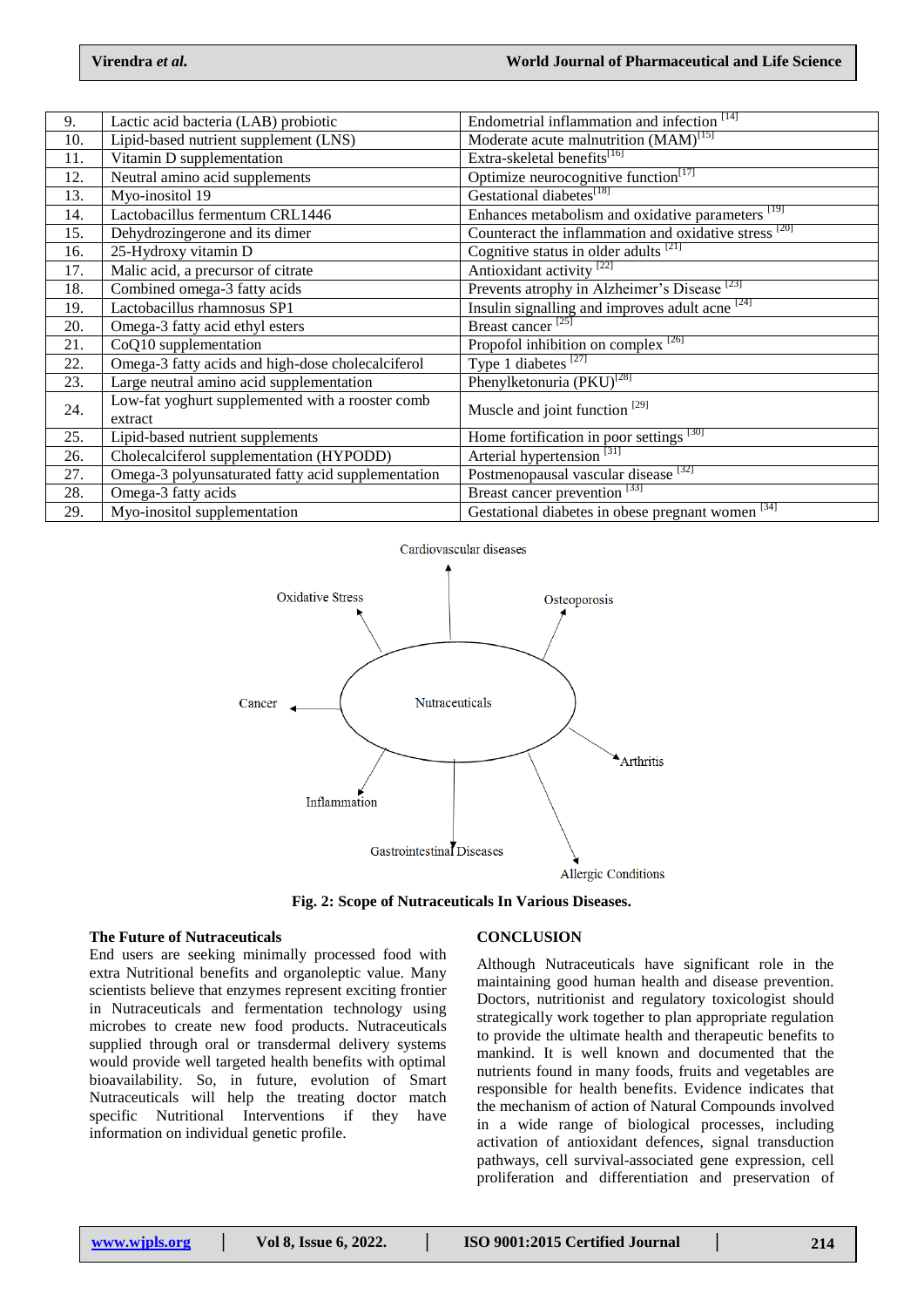| 9. | Lactic acid bacteria (LAB) probiotic | Endometrial inflammation and infection [14] |
|---|---|---|
| 10. | Lipid-based nutrient supplement (LNS) | Moderate acute malnutrition (MAM)[15] |
| 11. | Vitamin D supplementation | Extra-skeletal benefits[16] |
| 12. | Neutral amino acid supplements | Optimize neurocognitive function[17] |
| 13. | Myo-inositol 19 | Gestational diabetes[18] |
| 14. | Lactobacillus fermentum CRL1446 | Enhances metabolism and oxidative parameters [19] |
| 15. | Dehydrozingerone and its dimer | Counteract the inflammation and oxidative stress [20] |
| 16. | 25-Hydroxy vitamin D | Cognitive status in older adults [21] |
| 17. | Malic acid, a precursor of citrate | Antioxidant activity [22] |
| 18. | Combined omega-3 fatty acids | Prevents atrophy in Alzheimer's Disease [23] |
| 19. | Lactobacillus rhamnosus SP1 | Insulin signalling and improves adult acne [24] |
| 20. | Omega-3 fatty acid ethyl esters | Breast cancer [25] |
| 21. | CoQ10 supplementation | Propofol inhibition on complex [26] |
| 22. | Omega-3 fatty acids and high-dose cholecalciferol | Type 1 diabetes [27] |
| 23. | Large neutral amino acid supplementation | Phenylketonuria (PKU)[28] |
| 24. | Low-fat yoghurt supplemented with a rooster comb extract | Muscle and joint function [29] |
| 25. | Lipid-based nutrient supplements | Home fortification in poor settings [30] |
| 26. | Cholecalciferol supplementation (HYPODD) | Arterial hypertension [31] |
| 27. | Omega-3 polyunsaturated fatty acid supplementation | Postmenopausal vascular disease [32] |
| 28. | Omega-3 fatty acids | Breast cancer prevention [33] |
| 29. | Myo-inositol supplementation | Gestational diabetes in obese pregnant women [34] |

Cardiovascular diseases, Oxidative Stress, Osteoporosis, Cancer, Nutraceuticals, Arthritis, Inflammation, Gastrointestinal Diseases, Allergic Conditions

**Fig. 2: Scope of Nutraceuticals In Various Diseases.**

### The Future of Nutraceuticals

End users are seeking minimally processed food with extra Nutritional benefits and organoleptic value. Many scientists believe that enzymes represent exciting frontier in Nutraceuticals and fermentation technology using microbes to create new food products. Nutraceuticals supplied through oral or transdermal delivery systems would provide well targeted health benefits with optimal bioavailability. So, in future, evolution of Smart Nutraceuticals will help the treating doctor match specific Nutritional Interventions if they have information on individual genetic profile.

## CONCLUSION

Although Nutraceuticals have significant role in the maintaining good human health and disease prevention. Doctors, nutritionist and regulatory toxicologist should strategically work together to plan appropriate regulation to provide the ultimate health and therapeutic benefits to mankind. It is well known and documented that the nutrients found in many foods, fruits and vegetables are responsible for health benefits. Evidence indicates that the mechanism of action of Natural Compounds involved in a wide range of biological processes, including activation of antioxidant defences, signal transduction pathways, cell survival-associated gene expression, cell proliferation and differentiation and preservation of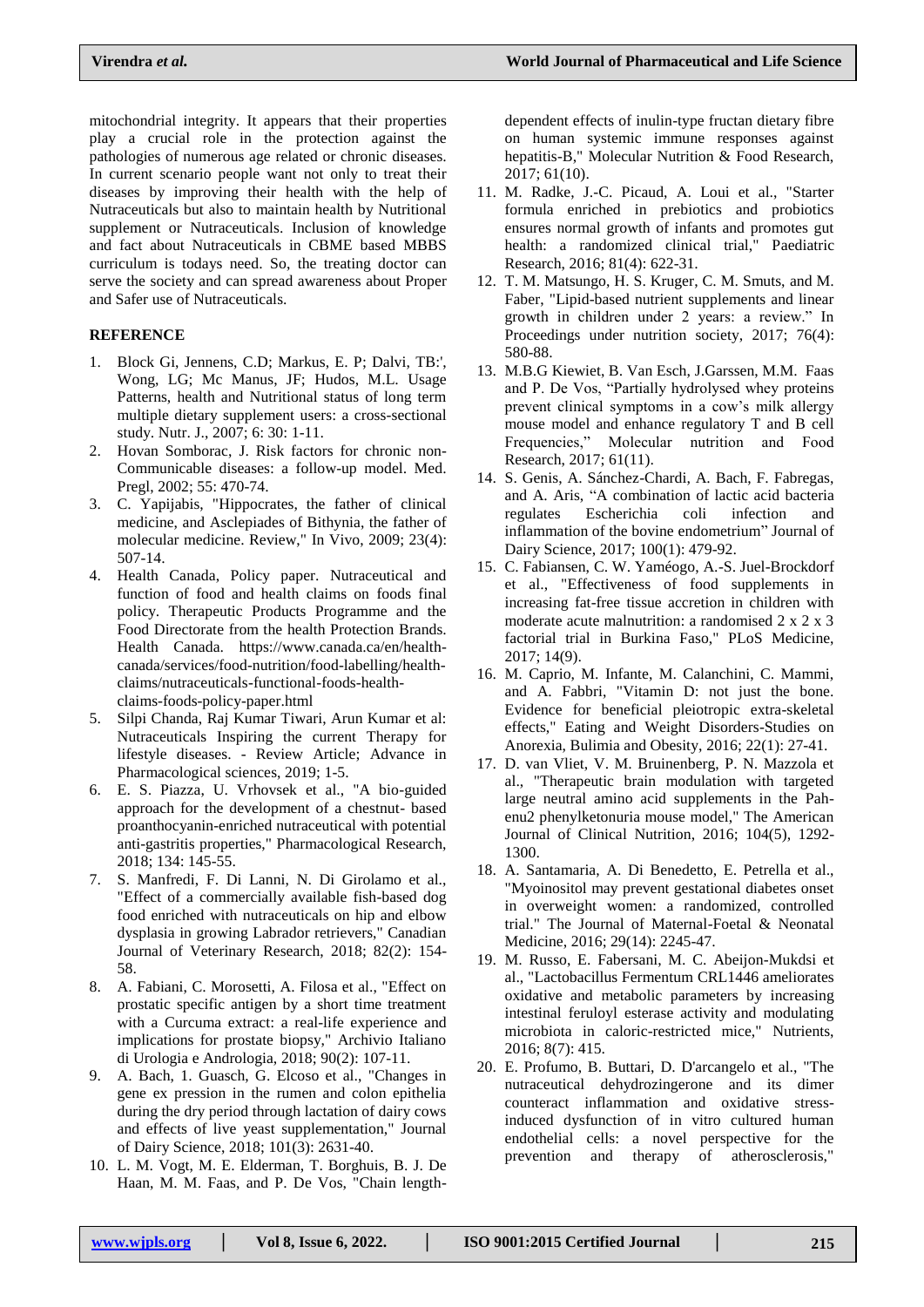mitochondrial integrity. It appears that their properties play a crucial role in the protection against the pathologies of numerous age related or chronic diseases. In current scenario people want not only to treat their diseases by improving their health with the help of Nutraceuticals but also to maintain health by Nutritional supplement or Nutraceuticals. Inclusion of knowledge and fact about Nutraceuticals in CBME based MBBS curriculum is todays need. So, the treating doctor can serve the society and can spread awareness about Proper and Safer use of Nutraceuticals.

## REFERENCE

1. Block Gi, Jennens, C.D; Markus, E. P; Dalvi, TB:', Wong, LG; Mc Manus, JF; Hudos, M.L. Usage Patterns, health and Nutritional status of long term multiple dietary supplement users: a cross-sectional study. Nutr. J., 2007; 6: 30: 1-11.
2. Hovan Somborac, J. Risk factors for chronic non-Communicable diseases: a follow-up model. Med. Pregl, 2002; 55: 470-74.
3. C. Yapijabis, "Hippocrates, the father of clinical medicine, and Asclepiades of Bithynia, the father of molecular medicine. Review," In Vivo, 2009; 23(4): 507-14.
4. Health Canada, Policy paper. Nutraceutical and function of food and health claims on foods final policy. Therapeutic Products Programme and the Food Directorate from the health Protection Brands. Health Canada. https://www.canada.ca/en/health-canada/services/food-nutrition/food-labelling/health-claims/nutraceuticals-functional-foods-health-claims-foods-policy-paper.html
5. Silpi Chanda, Raj Kumar Tiwari, Arun Kumar et al: Nutraceuticals Inspiring the current Therapy for lifestyle diseases. - Review Article; Advance in Pharmacological sciences, 2019; 1-5.
6. E. S. Piazza, U. Vrhovsek et al., "A bio-guided approach for the development of a chestnut- based proanthocyanin-enriched nutraceutical with potential anti-gastritis properties," Pharmacological Research, 2018; 134: 145-55.
7. S. Manfredi, F. Di Lanni, N. Di Girolamo et al., "Effect of a commercially available fish-based dog food enriched with nutraceuticals on hip and elbow dysplasia in growing Labrador retrievers," Canadian Journal of Veterinary Research, 2018; 82(2): 154-58.
8. A. Fabiani, C. Morosetti, A. Filosa et al., "Effect on prostatic specific antigen by a short time treatment with a Curcuma extract: a real-life experience and implications for prostate biopsy," Archivio Italiano di Urologia e Andrologia, 2018; 90(2): 107-11.
9. A. Bach, 1. Guasch, G. Elcoso et al., "Changes in gene ex pression in the rumen and colon epithelia during the dry period through lactation of dairy cows and effects of live yeast supplementation," Journal of Dairy Science, 2018; 101(3): 2631-40.
10. L. M. Vogt, M. E. Elderman, T. Borghuis, B. J. De Haan, M. M. Faas, and P. De Vos, "Chain length-dependent effects of inulin-type fructan dietary fibre on human systemic immune responses against hepatitis-B," Molecular Nutrition & Food Research, 2017; 61(10).
11. M. Radke, J.-C. Picaud, A. Loui et al., "Starter formula enriched in prebiotics and probiotics ensures normal growth of infants and promotes gut health: a randomized clinical trial," Paediatric Research, 2016; 81(4): 622-31.
12. T. M. Matsungo, H. S. Kruger, C. M. Smuts, and M. Faber, "Lipid-based nutrient supplements and linear growth in children under 2 years: a review." In Proceedings under nutrition society, 2017; 76(4): 580-88.
13. M.B.G Kiewiet, B. Van Esch, J.Garssen, M.M. Faas and P. De Vos, "Partially hydrolysed whey proteins prevent clinical symptoms in a cow's milk allergy mouse model and enhance regulatory T and B cell Frequencies," Molecular nutrition and Food Research, 2017; 61(11).
14. S. Genis, A. Sánchez-Chardi, A. Bach, F. Fabregas, and A. Aris, "A combination of lactic acid bacteria regulates Escherichia coli infection and inflammation of the bovine endometrium" Journal of Dairy Science, 2017; 100(1): 479-92.
15. C. Fabiansen, C. W. Yaméogo, A.-S. Juel-Brockdorf et al., "Effectiveness of food supplements in increasing fat-free tissue accretion in children with moderate acute malnutrition: a randomised 2 x 2 x 3 factorial trial in Burkina Faso," PLoS Medicine, 2017; 14(9).
16. M. Caprio, M. Infante, M. Calanchini, C. Mammi, and A. Fabbri, "Vitamin D: not just the bone. Evidence for beneficial pleiotropic extra-skeletal effects," Eating and Weight Disorders-Studies on Anorexia, Bulimia and Obesity, 2016; 22(1): 27-41.
17. D. van Vliet, V. M. Bruinenberg, P. N. Mazzola et al., "Therapeutic brain modulation with targeted large neutral amino acid supplements in the Pah-enu2 phenylketonuria mouse model," The American Journal of Clinical Nutrition, 2016; 104(5), 1292-1300.
18. A. Santamaria, A. Di Benedetto, E. Petrella et al., "Myoinositol may prevent gestational diabetes onset in overweight women: a randomized, controlled trial." The Journal of Maternal-Foetal & Neonatal Medicine, 2016; 29(14): 2245-47.
19. M. Russo, E. Fabersani, M. C. Abeijon-Mukdsi et al., "Lactobacillus Fermentum CRL1446 ameliorates oxidative and metabolic parameters by increasing intestinal feruloyl esterase activity and modulating microbiota in caloric-restricted mice," Nutrients, 2016; 8(7): 415.
20. E. Profumo, B. Buttari, D. D'arcangelo et al., "The nutraceutical dehydrozingerone and its dimer counteract inflammation and oxidative stress-induced dysfunction of in vitro cultured human endothelial cells: a novel perspective for the prevention and therapy of atherosclerosis,"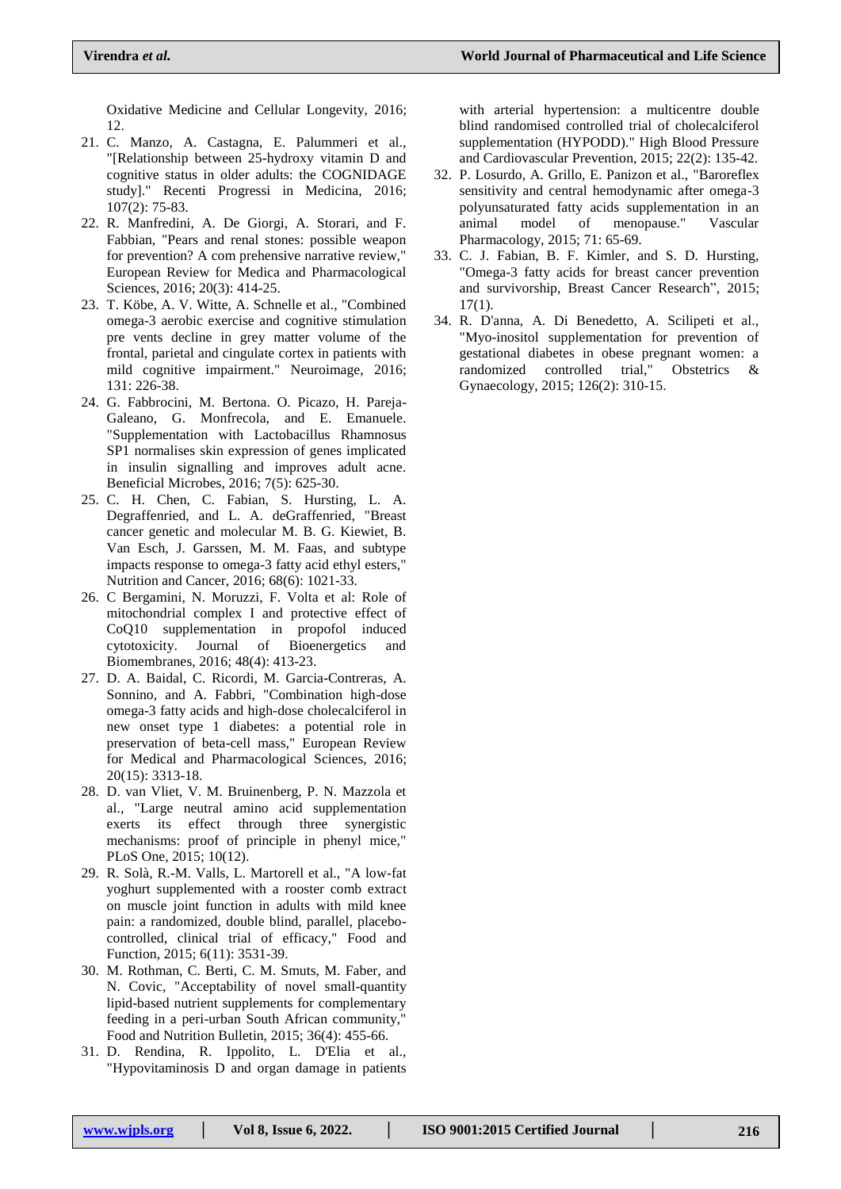Oxidative Medicine and Cellular Longevity, 2016; 12.

21. C. Manzo, A. Castagna, E. Palummeri et al., "[Relationship between 25-hydroxy vitamin D and cognitive status in older adults: the COGNIDAGE study]." Recenti Progressi in Medicina, 2016; 107(2): 75-83.
22. R. Manfredini, A. De Giorgi, A. Storari, and F. Fabbian, "Pears and renal stones: possible weapon for prevention? A com prehensive narrative review," European Review for Medica and Pharmacological Sciences, 2016; 20(3): 414-25.
23. T. Köbe, A. V. Witte, A. Schnelle et al., "Combined omega-3 aerobic exercise and cognitive stimulation pre vents decline in grey matter volume of the frontal, parietal and cingulate cortex in patients with mild cognitive impairment." Neuroimage, 2016; 131: 226-38.
24. G. Fabbrocini, M. Bertona. O. Picazo, H. Pareja-Galeano, G. Monfrecola, and E. Emanuele. "Supplementation with Lactobacillus Rhamnosus SP1 normalises skin expression of genes implicated in insulin signalling and improves adult acne. Beneficial Microbes, 2016; 7(5): 625-30.
25. C. H. Chen, C. Fabian, S. Hursting, L. A. Degraffenried, and L. A. deGraffenried, "Breast cancer genetic and molecular M. B. G. Kiewiet, B. Van Esch, J. Garssen, M. M. Faas, and subtype impacts response to omega-3 fatty acid ethyl esters," Nutrition and Cancer, 2016; 68(6): 1021-33.
26. C Bergamini, N. Moruzzi, F. Volta et al: Role of mitochondrial complex I and protective effect of CoQ10 supplementation in propofol induced cytotoxicity. Journal of Bioenergetics and Biomembranes, 2016; 48(4): 413-23.
27. D. A. Baidal, C. Ricordi, M. Garcia-Contreras, A. Sonnino, and A. Fabbri, "Combination high-dose omega-3 fatty acids and high-dose cholecalciferol in new onset type 1 diabetes: a potential role in preservation of beta-cell mass," European Review for Medical and Pharmacological Sciences, 2016; 20(15): 3313-18.
28. D. van Vliet, V. M. Bruinenberg, P. N. Mazzola et al., "Large neutral amino acid supplementation exerts its effect through three synergistic mechanisms: proof of principle in phenyl mice," PLoS One, 2015; 10(12).
29. R. Solà, R.-M. Valls, L. Martorell et al., "A low-fat yoghurt supplemented with a rooster comb extract on muscle joint function in adults with mild knee pain: a randomized, double blind, parallel, placebo-controlled, clinical trial of efficacy," Food and Function, 2015; 6(11): 3531-39.
30. M. Rothman, C. Berti, C. M. Smuts, M. Faber, and N. Covic, "Acceptability of novel small-quantity lipid-based nutrient supplements for complementary feeding in a peri-urban South African community," Food and Nutrition Bulletin, 2015; 36(4): 455-66.
31. D. Rendina, R. Ippolito, L. D'Elia et al., "Hypovitaminosis D and organ damage in patients with arterial hypertension: a multicentre double blind randomised controlled trial of cholecalciferol supplementation (HYPODD)." High Blood Pressure and Cardiovascular Prevention, 2015; 22(2): 135-42.
32. P. Losurdo, A. Grillo, E. Panizon et al., "Baroreflex sensitivity and central hemodynamic after omega-3 polyunsaturated fatty acids supplementation in an animal model of menopause." Vascular Pharmacology, 2015; 71: 65-69.
33. C. J. Fabian, B. F. Kimler, and S. D. Hursting, "Omega-3 fatty acids for breast cancer prevention and survivorship, Breast Cancer Research", 2015; 17(1).
34. R. D'anna, A. Di Benedetto, A. Scilipeti et al., "Myo-inositol supplementation for prevention of gestational diabetes in obese pregnant women: a randomized controlled trial," Obstetrics & Gynaecology, 2015; 126(2): 310-15.